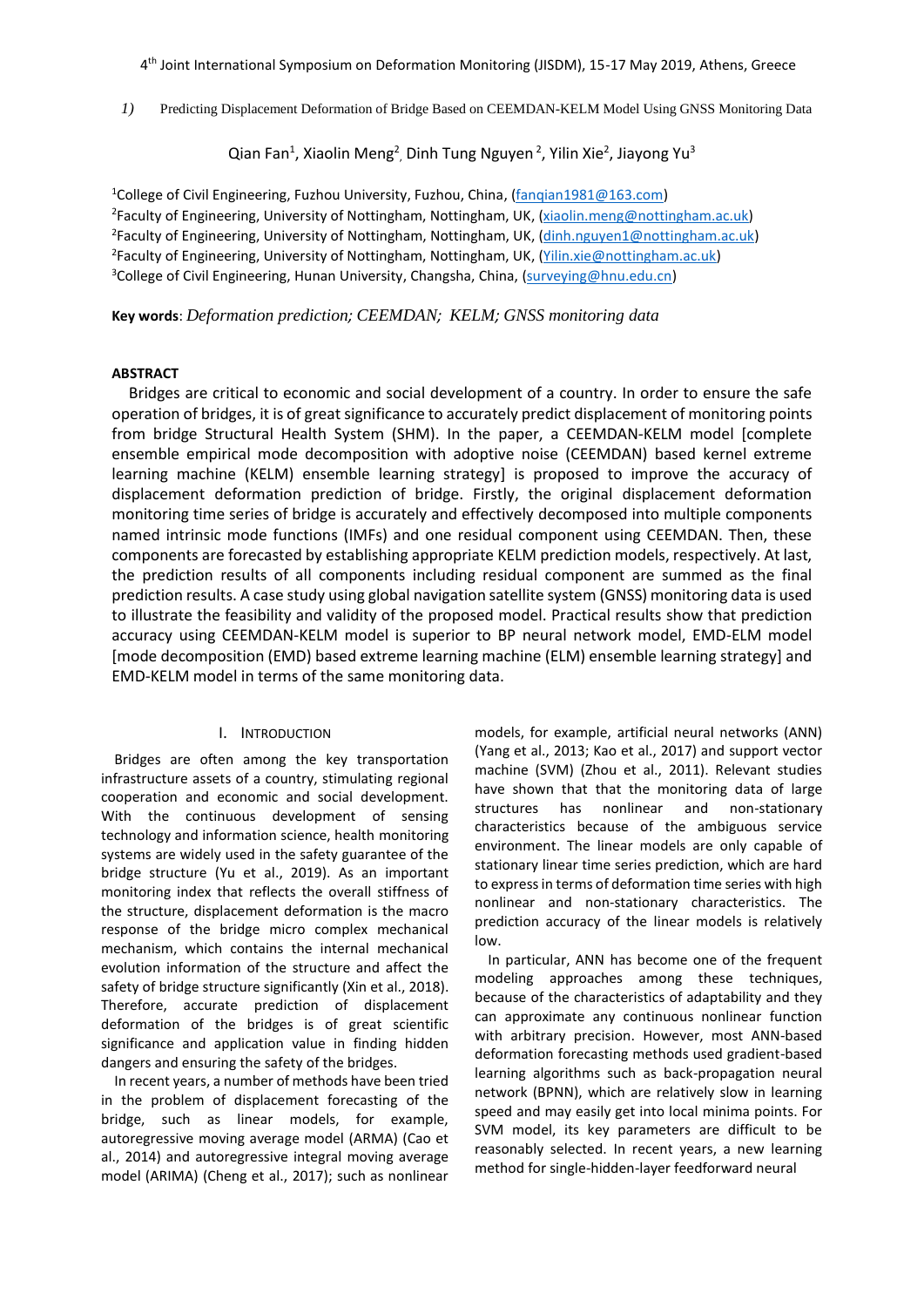4th Joint International Symposium on Deformation Monitoring (JISDM), 15-17 May 2019, Athens, Greece

# Predicting Displacement Deformation of Bridge Based on CEEMDAN-KELM Model Using GNSS Monitoring Data

Qian Fan[1], Xiaolin Meng[2], Dinh Tung Nguyen[2], Yilin Xie[2], Jiayong Yu[3]

[1]College of Civil Engineering, Fuzhou University, Fuzhou, China, (fanqian1981@163.com)
[2]Faculty of Engineering, University of Nottingham, Nottingham, UK, (xiaolin.meng@nottingham.ac.uk)
[2]Faculty of Engineering, University of Nottingham, Nottingham, UK, (dinh.nguyen1@nottingham.ac.uk)
[2]Faculty of Engineering, University of Nottingham, Nottingham, UK, (Yilin.xie@nottingham.ac.uk)
[3]College of Civil Engineering, Hunan University, Changsha, China, (surveying@hnu.edu.cn)

**Key words**: *Deformation prediction; CEEMDAN; KELM; GNSS monitoring data*

## ABSTRACT

Bridges are critical to economic and social development of a country. In order to ensure the safe operation of bridges, it is of great significance to accurately predict displacement of monitoring points from bridge Structural Health System (SHM). In the paper, a CEEMDAN-KELM model [complete ensemble empirical mode decomposition with adoptive noise (CEEMDAN) based kernel extreme learning machine (KELM) ensemble learning strategy] is proposed to improve the accuracy of displacement deformation prediction of bridge. Firstly, the original displacement deformation monitoring time series of bridge is accurately and effectively decomposed into multiple components named intrinsic mode functions (IMFs) and one residual component using CEEMDAN. Then, these components are forecasted by establishing appropriate KELM prediction models, respectively. At last, the prediction results of all components including residual component are summed as the final prediction results. A case study using global navigation satellite system (GNSS) monitoring data is used to illustrate the feasibility and validity of the proposed model. Practical results show that prediction accuracy using CEEMDAN-KELM model is superior to BP neural network model, EMD-ELM model [mode decomposition (EMD) based extreme learning machine (ELM) ensemble learning strategy] and EMD-KELM model in terms of the same monitoring data.

## I. INTRODUCTION

Bridges are often among the key transportation infrastructure assets of a country, stimulating regional cooperation and economic and social development. With the continuous development of sensing technology and information science, health monitoring systems are widely used in the safety guarantee of the bridge structure (Yu et al., 2019). As an important monitoring index that reflects the overall stiffness of the structure, displacement deformation is the macro response of the bridge micro complex mechanical mechanism, which contains the internal mechanical evolution information of the structure and affect the safety of bridge structure significantly (Xin et al., 2018). Therefore, accurate prediction of displacement deformation of the bridges is of great scientific significance and application value in finding hidden dangers and ensuring the safety of the bridges.

In recent years, a number of methods have been tried in the problem of displacement forecasting of the bridge, such as linear models, for example, autoregressive moving average model (ARMA) (Cao et al., 2014) and autoregressive integral moving average model (ARIMA) (Cheng et al., 2017); such as nonlinear models, for example, artificial neural networks (ANN) (Yang et al., 2013; Kao et al., 2017) and support vector machine (SVM) (Zhou et al., 2011). Relevant studies have shown that that the monitoring data of large structures has nonlinear and non-stationary characteristics because of the ambiguous service environment. The linear models are only capable of stationary linear time series prediction, which are hard to express in terms of deformation time series with high nonlinear and non-stationary characteristics. The prediction accuracy of the linear models is relatively low.

In particular, ANN has become one of the frequent modeling approaches among these techniques, because of the characteristics of adaptability and they can approximate any continuous nonlinear function with arbitrary precision. However, most ANN-based deformation forecasting methods used gradient-based learning algorithms such as back-propagation neural network (BPNN), which are relatively slow in learning speed and may easily get into local minima points. For SVM model, its key parameters are difficult to be reasonably selected. In recent years, a new learning method for single-hidden-layer feedforward neural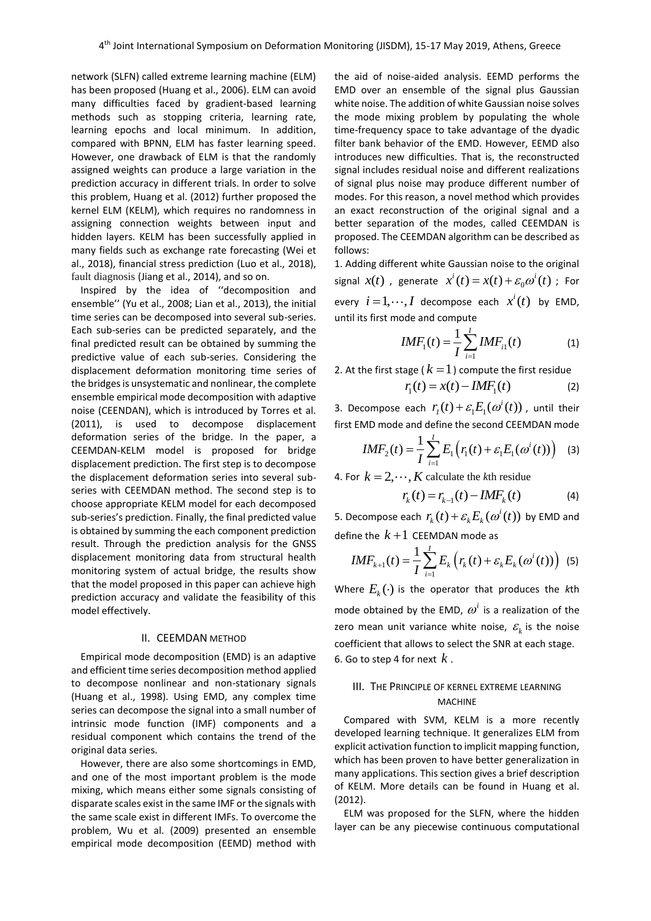network (SLFN) called extreme learning machine (ELM) has been proposed (Huang et al., 2006). ELM can avoid many difficulties faced by gradient-based learning methods such as stopping criteria, learning rate, learning epochs and local minimum. In addition, compared with BPNN, ELM has faster learning speed. However, one drawback of ELM is that the randomly assigned weights can produce a large variation in the prediction accuracy in different trials. In order to solve this problem, Huang et al. (2012) further proposed the kernel ELM (KELM), which requires no randomness in assigning connection weights between input and hidden layers. KELM has been successfully applied in many fields such as exchange rate forecasting (Wei et al., 2018), financial stress prediction (Luo et al., 2018), fault diagnosis (Jiang et al., 2014), and so on.

Inspired by the idea of ''decomposition and ensemble'' (Yu et al., 2008; Lian et al., 2013), the initial time series can be decomposed into several sub-series. Each sub-series can be predicted separately, and the final predicted result can be obtained by summing the predictive value of each sub-series. Considering the displacement deformation monitoring time series of the bridges is unsystematic and nonlinear, the complete ensemble empirical mode decomposition with adaptive noise (CEENDAN), which is introduced by Torres et al. (2011), is used to decompose displacement deformation series of the bridge. In the paper, a CEEMDAN-KELM model is proposed for bridge displacement prediction. The first step is to decompose the displacement deformation series into several sub-series with CEEMDAN method. The second step is to choose appropriate KELM model for each decomposed sub-series's prediction. Finally, the final predicted value is obtained by summing the each component prediction result. Through the prediction analysis for the GNSS displacement monitoring data from structural health monitoring system of actual bridge, the results show that the model proposed in this paper can achieve high prediction accuracy and validate the feasibility of this model effectively.

## II. CEEMDAN METHOD

Empirical mode decomposition (EMD) is an adaptive and efficient time series decomposition method applied to decompose nonlinear and non-stationary signals (Huang et al., 1998). Using EMD, any complex time series can decompose the signal into a small number of intrinsic mode function (IMF) components and a residual component which contains the trend of the original data series.

However, there are also some shortcomings in EMD, and one of the most important problem is the mode mixing, which means either some signals consisting of disparate scales exist in the same IMF or the signals with the same scale exist in different IMFs. To overcome the problem, Wu et al. (2009) presented an ensemble empirical mode decomposition (EEMD) method with the aid of noise-aided analysis. EEMD performs the EMD over an ensemble of the signal plus Gaussian white noise. The addition of white Gaussian noise solves the mode mixing problem by populating the whole time-frequency space to take advantage of the dyadic filter bank behavior of the EMD. However, EEMD also introduces new difficulties. That is, the reconstructed signal includes residual noise and different realizations of signal plus noise may produce different number of modes. For this reason, a novel method which provides an exact reconstruction of the original signal and a better separation of the modes, called CEEMDAN is proposed. The CEEMDAN algorithm can be described as follows:

1. Adding different white Gaussian noise to the original signal $x(t)$, generate $x^i(t) = x(t) + \varepsilon_0 \omega^i(t)$; For every $i = 1, \cdots, I$ decompose each $x^i(t)$ by EMD, until its first mode and compute

$$IMF_1(t) = \frac{1}{I}\sum_{i=1}^{I} IMF_{i1}(t) \tag{1}$$

2. At the first stage ($k = 1$) compute the first residue

$$r_1(t) = x(t) - IMF_1(t) \tag{2}$$

3. Decompose each $r_1(t) + \varepsilon_1 E_1(\omega^i(t))$, until their first EMD mode and define the second CEEMDAN mode

$$IMF_2(t) = \frac{1}{I}\sum_{i=1}^{I} E_1\left(r_1(t) + \varepsilon_1 E_1(\omega^i(t))\right) \tag{3}$$

4. For $k = 2, \cdots, K$ calculate the $k$th residue

$$r_k(t) = r_{k-1}(t) - IMF_k(t) \tag{4}$$

5. Decompose each $r_k(t) + \varepsilon_k E_k(\omega^i(t))$ by EMD and define the $k+1$ CEEMDAN mode as

$$IMF_{k+1}(t) = \frac{1}{I}\sum_{i=1}^{I} E_k\left(r_k(t) + \varepsilon_k E_k(\omega^i(t))\right) \tag{5}$$

Where $E_k(\cdot)$ is the operator that produces the $k$th mode obtained by the EMD, $\omega^i$ is a realization of the zero mean unit variance white noise, $\varepsilon_k$ is the noise coefficient that allows to select the SNR at each stage.

6. Go to step 4 for next $k$.

## III. THE PRINCIPLE OF KERNEL EXTREME LEARNING MACHINE

Compared with SVM, KELM is a more recently developed learning technique. It generalizes ELM from explicit activation function to implicit mapping function, which has been proven to have better generalization in many applications. This section gives a brief description of KELM. More details can be found in Huang et al. (2012).

ELM was proposed for the SLFN, where the hidden layer can be any piecewise continuous computational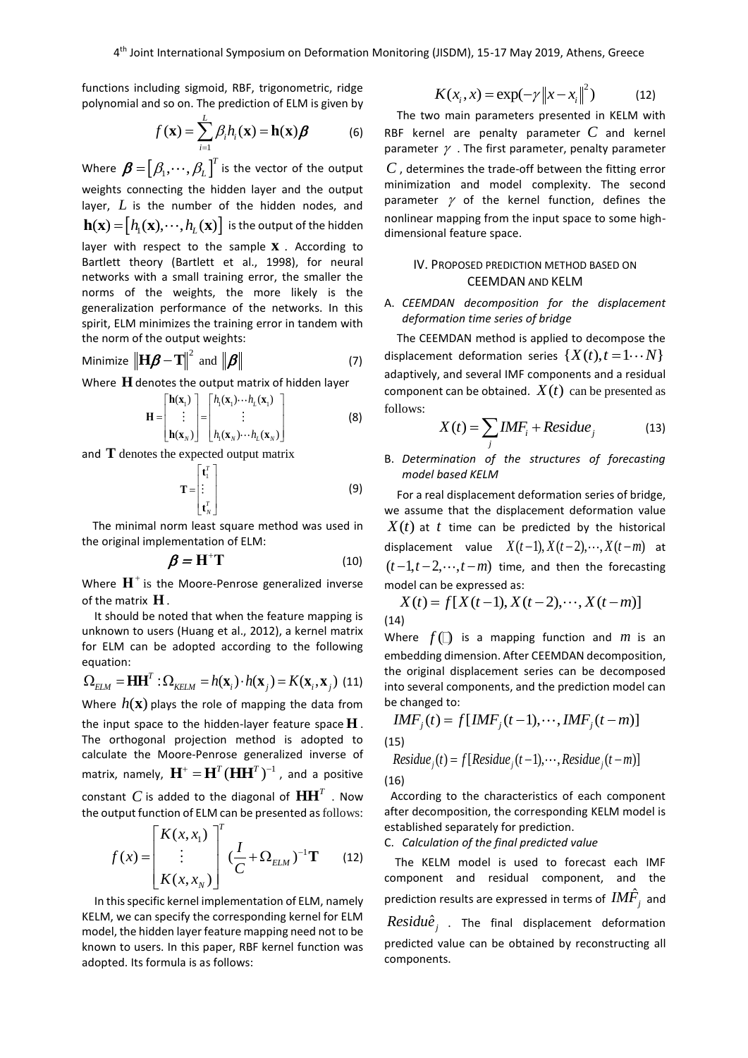functions including sigmoid, RBF, trigonometric, ridge polynomial and so on. The prediction of ELM is given by

$$f(\mathbf{x}) = \sum_{i=1}^{L} \beta_i h_i(\mathbf{x}) = \mathbf{h}(\mathbf{x})\boldsymbol{\beta} \tag{6}$$

Where $\boldsymbol{\beta} = [\beta_1, \cdots, \beta_L]^T$ is the vector of the output weights connecting the hidden layer and the output layer, $L$ is the number of the hidden nodes, and $\mathbf{h}(\mathbf{x}) = [h_1(\mathbf{x}), \cdots, h_L(\mathbf{x})]$ is the output of the hidden layer with respect to the sample $\mathbf{x}$. According to Bartlett theory (Bartlett et al., 1998), for neural networks with a small training error, the smaller the norms of the weights, the more likely is the generalization performance of the networks. In this spirit, ELM minimizes the training error in tandem with the norm of the output weights:

$$\text{Minimize } \|\mathbf{H}\boldsymbol{\beta} - \mathbf{T}\|^2 \text{ and } \|\boldsymbol{\beta}\| \tag{7}$$

Where $\mathbf{H}$ denotes the output matrix of hidden layer

$$\mathbf{H} = \begin{bmatrix} \mathbf{h}(\mathbf{x}_1) \\ \vdots \\ \mathbf{h}(\mathbf{x}_N) \end{bmatrix} = \begin{bmatrix} h_1(\mathbf{x}_1) \cdots h_L(\mathbf{x}_1) \\ \vdots \\ h_1(\mathbf{x}_N) \cdots h_L(\mathbf{x}_N) \end{bmatrix} \tag{8}$$

and $\mathbf{T}$ denotes the expected output matrix

$$\mathbf{T} = \begin{bmatrix} \mathbf{t}_1^T \\ \vdots \\ \mathbf{t}_N^T \end{bmatrix} \tag{9}$$

The minimal norm least square method was used in the original implementation of ELM:

$$\boldsymbol{\beta} = \mathbf{H}^{+}\mathbf{T} \tag{10}$$

Where $\mathbf{H}^{+}$ is the Moore-Penrose generalized inverse of the matrix $\mathbf{H}$.

It should be noted that when the feature mapping is unknown to users (Huang et al., 2012), a kernel matrix for ELM can be adopted according to the following equation:

$$\Omega_{ELM} = \mathbf{H}\mathbf{H}^T : \Omega_{KELM} = h(\mathbf{x}_i) \cdot h(\mathbf{x}_j) = K(\mathbf{x}_i, \mathbf{x}_j) \tag{11}$$

Where $h(\mathbf{x})$ plays the role of mapping the data from the input space to the hidden-layer feature space $\mathbf{H}$. The orthogonal projection method is adopted to calculate the Moore-Penrose generalized inverse of matrix, namely, $\mathbf{H}^{+} = \mathbf{H}^T(\mathbf{H}\mathbf{H}^T)^{-1}$, and a positive constant $C$ is added to the diagonal of $\mathbf{H}\mathbf{H}^T$. Now the output function of ELM can be presented as follows:

$$f(x) = \begin{bmatrix} K(x, x_1) \\ \vdots \\ K(x, x_N) \end{bmatrix}^T \left(\frac{I}{C} + \Omega_{ELM}\right)^{-1} \mathbf{T} \tag{12}$$

In this specific kernel implementation of ELM, namely KELM, we can specify the corresponding kernel for ELM model, the hidden layer feature mapping need not to be known to users. In this paper, RBF kernel function was adopted. Its formula is as follows:

$$K(x_i, x) = \exp(-\gamma \|x - x_i\|^2) \tag{12}$$

The two main parameters presented in KELM with RBF kernel are penalty parameter $C$ and kernel parameter $\gamma$. The first parameter, penalty parameter $C$, determines the trade-off between the fitting error minimization and model complexity. The second parameter $\gamma$ of the kernel function, defines the nonlinear mapping from the input space to some high-dimensional feature space.

## IV. PROPOSED PREDICTION METHOD BASED ON CEEMDAN AND KELM

### A. *CEEMDAN decomposition for the displacement deformation time series of bridge*

The CEEMDAN method is applied to decompose the displacement deformation series $\{X(t), t = 1 \cdots N\}$ adaptively, and several IMF components and a residual component can be obtained. $X(t)$ can be presented as follows:

$$X(t) = \sum_{j} IMF_i + Residue_j \tag{13}$$

### B. *Determination of the structures of forecasting model based KELM*

For a real displacement deformation series of bridge, we assume that the displacement deformation value $X(t)$ at $t$ time can be predicted by the historical displacement value $X(t-1), X(t-2), \cdots, X(t-m)$ at $(t-1, t-2, \cdots, t-m)$ time, and then the forecasting model can be expressed as:

$$X(t) = f[X(t-1), X(t-2), \cdots, X(t-m)] \tag{14}$$

Where $f(\cdot)$ is a mapping function and $m$ is an embedding dimension. After CEEMDAN decomposition, the original displacement series can be decomposed into several components, and the prediction model can be changed to:

$$IMF_j(t) = f[IMF_j(t-1), \cdots, IMF_j(t-m)] \tag{15}$$

$$Residue_j(t) = f[Residue_j(t-1), \cdots, Residue_j(t-m)] \tag{16}$$

According to the characteristics of each component after decomposition, the corresponding KELM model is established separately for prediction.

### C. *Calculation of the final predicted value*

The KELM model is used to forecast each IMF component and residual component, and the prediction results are expressed in terms of $I\hat{MF}_j$ and $Resid\hat{u}e_j$. The final displacement deformation predicted value can be obtained by reconstructing all components.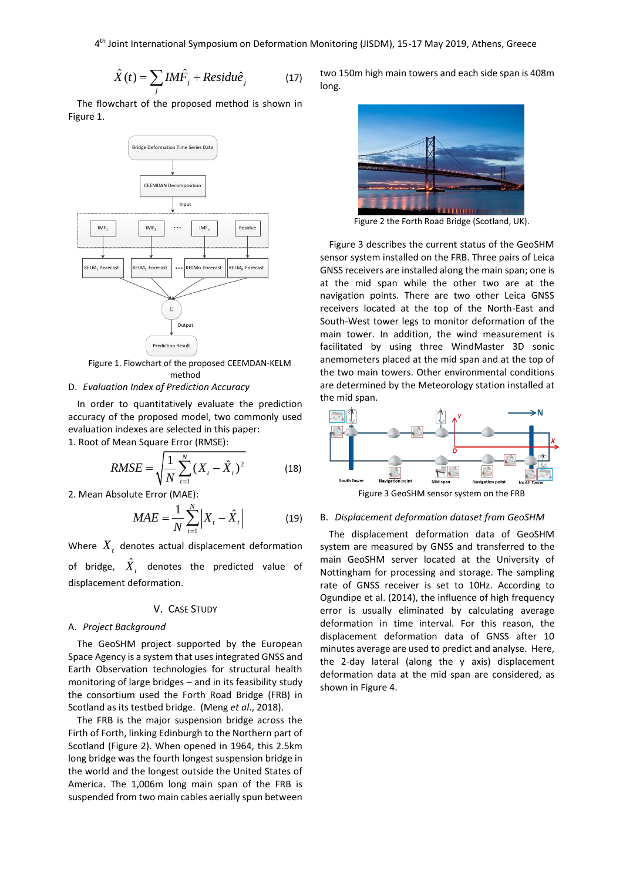$$\hat{X}(t) = \sum_j I\hat{M}F_j + Resid\hat{u}e_j \tag{17}$$

The flowchart of the proposed method is shown in Figure 1.

Figure 1. Flowchart of the proposed CEEMDAN-KELM method

### D. *Evaluation Index of Prediction Accuracy*

In order to quantitatively evaluate the prediction accuracy of the proposed model, two commonly used evaluation indexes are selected in this paper:

1. Root of Mean Square Error (RMSE):

$$RMSE = \sqrt{\frac{1}{N}\sum_{t=1}^{N}(X_t - \hat{X}_t)^2} \tag{18}$$

2. Mean Absolute Error (MAE):

$$MAE = \frac{1}{N}\sum_{t=1}^{N}\left|X_t - \hat{X}_t\right| \tag{19}$$

Where $X_t$ denotes actual displacement deformation of bridge, $\hat{X}_t$ denotes the predicted value of displacement deformation.

## V. Case Study

### A. *Project Background*

The GeoSHM project supported by the European Space Agency is a system that uses integrated GNSS and Earth Observation technologies for structural health monitoring of large bridges – and in its feasibility study the consortium used the Forth Road Bridge (FRB) in Scotland as its testbed bridge. (Meng *et al.*, 2018).

The FRB is the major suspension bridge across the Firth of Forth, linking Edinburgh to the Northern part of Scotland (Figure 2). When opened in 1964, this 2.5km long bridge was the fourth longest suspension bridge in the world and the longest outside the United States of America. The 1,006m long main span of the FRB is suspended from two main cables aerially spun between two 150m high main towers and each side span is 408m long.

Figure 2 the Forth Road Bridge (Scotland, UK).

Figure 3 describes the current status of the GeoSHM sensor system installed on the FRB. Three pairs of Leica GNSS receivers are installed along the main span; one is at the mid span while the other two are at the navigation points. There are two other Leica GNSS receivers located at the top of the North-East and South-West tower legs to monitor deformation of the main tower. In addition, the wind measurement is facilitated by using three WindMaster 3D sonic anemometers placed at the mid span and at the top of the two main towers. Other environmental conditions are determined by the Meteorology station installed at the mid span.

Figure 3 GeoSHM sensor system on the FRB

### B. *Displacement deformation dataset from GeoSHM*

The displacement deformation data of GeoSHM system are measured by GNSS and transferred to the main GeoSHM server located at the University of Nottingham for processing and storage. The sampling rate of GNSS receiver is set to 10Hz. According to Ogundipe et al. (2014), the influence of high frequency error is usually eliminated by calculating average deformation in time interval. For this reason, the displacement deformation data of GNSS after 10 minutes average are used to predict and analyse. Here, the 2-day lateral (along the y axis) displacement deformation data at the mid span are considered, as shown in Figure 4.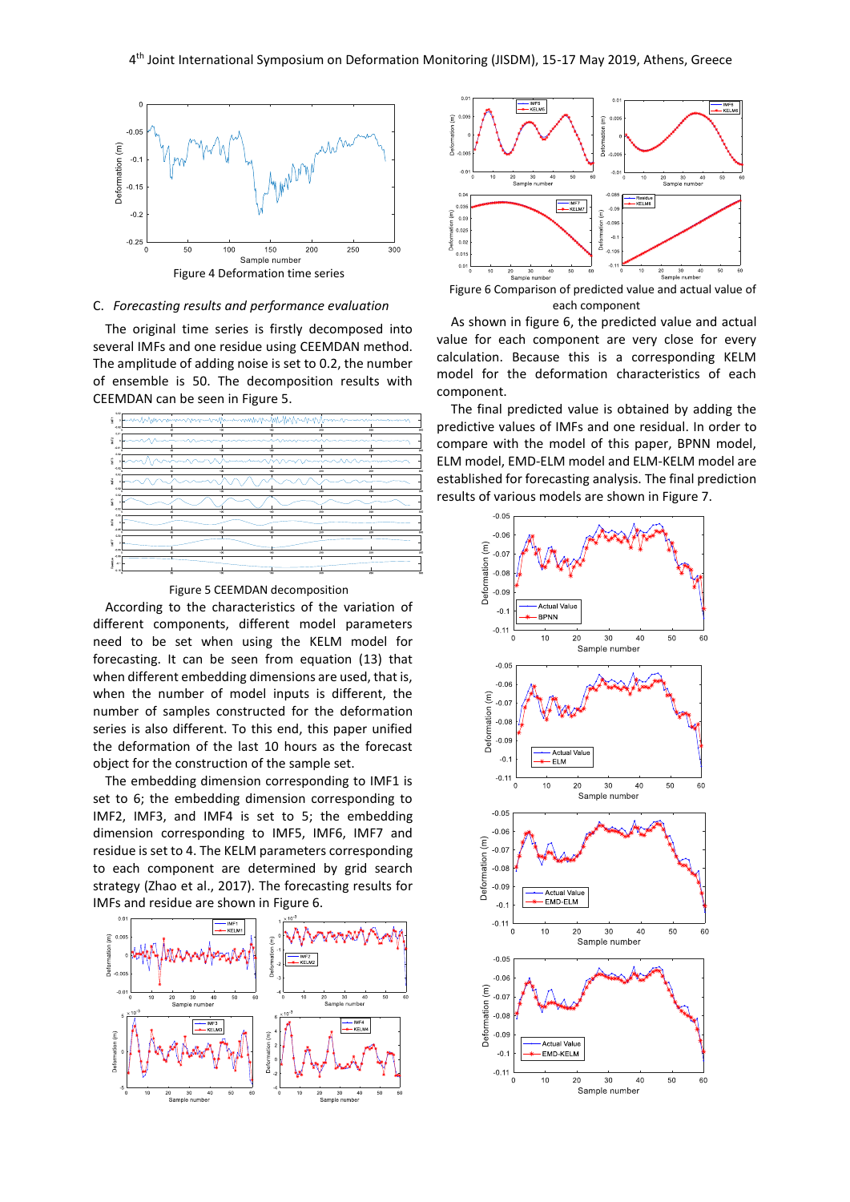Figure 4 Deformation time series

### C. *Forecasting results and performance evaluation*

The original time series is firstly decomposed into several IMFs and one residue using CEEMDAN method. The amplitude of adding noise is set to 0.2, the number of ensemble is 50. The decomposition results with CEEMDAN can be seen in Figure 5.

Figure 5 CEEMDAN decomposition

According to the characteristics of the variation of different components, different model parameters need to be set when using the KELM model for forecasting. It can be seen from equation (13) that when different embedding dimensions are used, that is, when the number of model inputs is different, the number of samples constructed for the deformation series is also different. To this end, this paper unified the deformation of the last 10 hours as the forecast object for the construction of the sample set.

The embedding dimension corresponding to IMF1 is set to 6; the embedding dimension corresponding to IMF2, IMF3, and IMF4 is set to 5; the embedding dimension corresponding to IMF5, IMF6, IMF7 and residue is set to 4. The KELM parameters corresponding to each component are determined by grid search strategy (Zhao et al., 2017). The forecasting results for IMFs and residue are shown in Figure 6.

Figure 6 Comparison of predicted value and actual value of each component

As shown in figure 6, the predicted value and actual value for each component are very close for every calculation. Because this is a corresponding KELM model for the deformation characteristics of each component.

The final predicted value is obtained by adding the predictive values of IMFs and one residual. In order to compare with the model of this paper, BPNN model, ELM model, EMD-ELM model and ELM-KELM model are established for forecasting analysis. The final prediction results of various models are shown in Figure 7.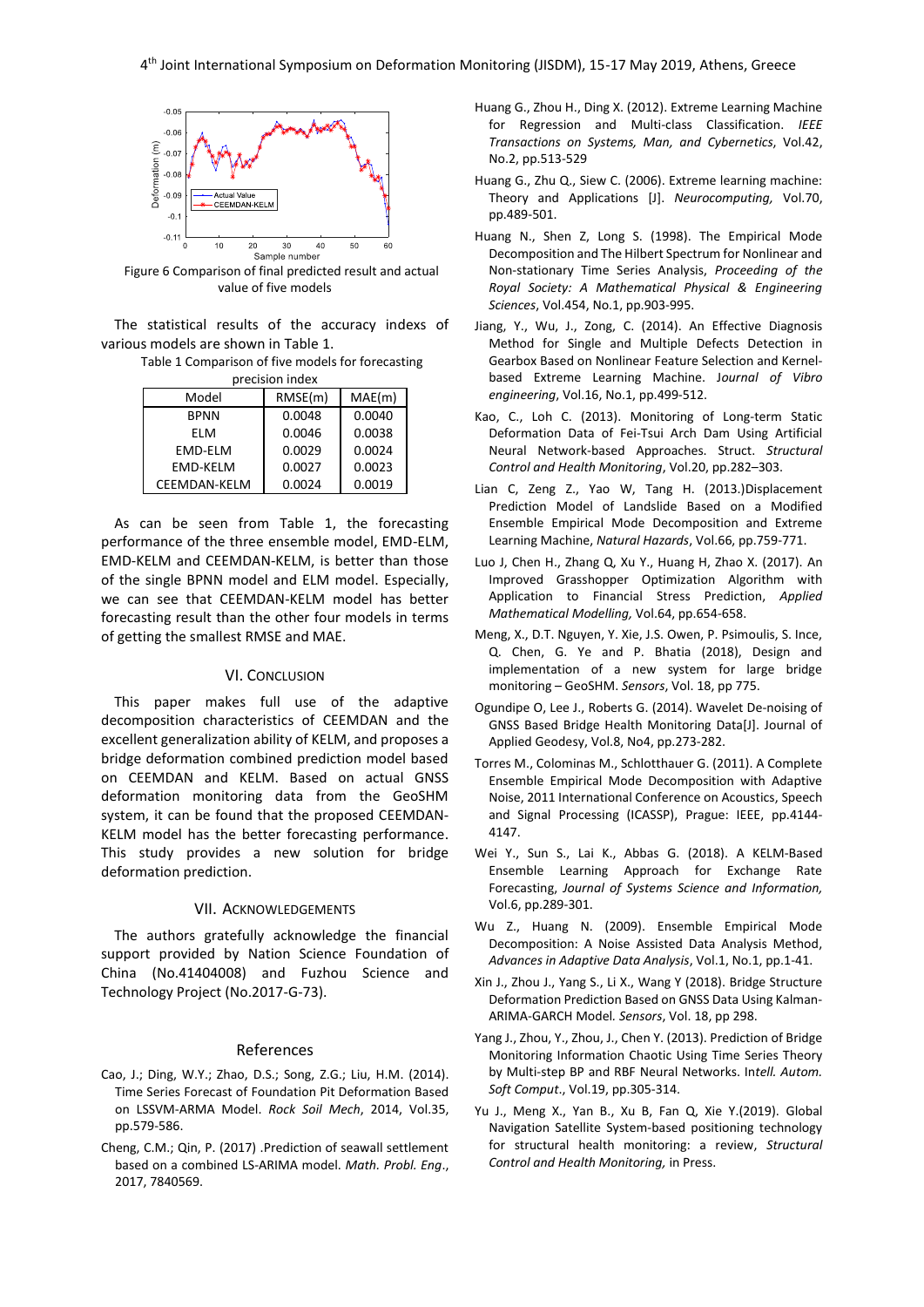Figure 6 Comparison of final predicted result and actual value of five models

The statistical results of the accuracy indexs of various models are shown in Table 1.

Table 1 Comparison of five models for forecasting precision index

| Model | RMSE(m) | MAE(m) |
|---|---|---|
| BPNN | 0.0048 | 0.0040 |
| ELM | 0.0046 | 0.0038 |
| EMD-ELM | 0.0029 | 0.0024 |
| EMD-KELM | 0.0027 | 0.0023 |
| CEEMDAN-KELM | 0.0024 | 0.0019 |

As can be seen from Table 1, the forecasting performance of the three ensemble model, EMD-ELM, EMD-KELM and CEEMDAN-KELM, is better than those of the single BPNN model and ELM model. Especially, we can see that CEEMDAN-KELM model has better forecasting result than the other four models in terms of getting the smallest RMSE and MAE.

## VI. CONCLUSION

This paper makes full use of the adaptive decomposition characteristics of CEEMDAN and the excellent generalization ability of KELM, and proposes a bridge deformation combined prediction model based on CEEMDAN and KELM. Based on actual GNSS deformation monitoring data from the GeoSHM system, it can be found that the proposed CEEMDAN-KELM model has the better forecasting performance. This study provides a new solution for bridge deformation prediction.

## VII. ACKNOWLEDGEMENTS

The authors gratefully acknowledge the financial support provided by Nation Science Foundation of China (No.41404008) and Fuzhou Science and Technology Project (No.2017-G-73).

## References

Cao, J.; Ding, W.Y.; Zhao, D.S.; Song, Z.G.; Liu, H.M. (2014). Time Series Forecast of Foundation Pit Deformation Based on LSSVM-ARMA Model. *Rock Soil Mech*, 2014, Vol.35, pp.579-586.

Cheng, C.M.; Qin, P. (2017) .Prediction of seawall settlement based on a combined LS-ARIMA model. *Math. Probl. Eng*., 2017, 7840569.

Huang G., Zhou H., Ding X. (2012). Extreme Learning Machine for Regression and Multi-class Classification. *IEEE Transactions on Systems, Man, and Cybernetics*, Vol.42, No.2, pp.513-529

Huang G., Zhu Q., Siew C. (2006). Extreme learning machine: Theory and Applications [J]. *Neurocomputing,* Vol.70, pp.489-501.

Huang N., Shen Z, Long S. (1998). The Empirical Mode Decomposition and The Hilbert Spectrum for Nonlinear and Non-stationary Time Series Analysis, *Proceeding of the Royal Society: A Mathematical Physical & Engineering Sciences*, Vol.454, No.1, pp.903-995.

Jiang, Y., Wu, J., Zong, C. (2014). An Effective Diagnosis Method for Single and Multiple Defects Detection in Gearbox Based on Nonlinear Feature Selection and Kernel-based Extreme Learning Machine. J*ournal of Vibro engineering*, Vol.16, No.1, pp.499-512.

Kao, C., Loh C. (2013). Monitoring of Long-term Static Deformation Data of Fei-Tsui Arch Dam Using Artificial Neural Network-based Approaches. Struct. *Structural Control and Health Monitoring*, Vol.20, pp.282–303.

Lian C, Zeng Z., Yao W, Tang H. (2013).Displacement Prediction Model of Landslide Based on a Modified Ensemble Empirical Mode Decomposition and Extreme Learning Machine, *Natural Hazards*, Vol.66, pp.759-771.

Luo J, Chen H., Zhang Q, Xu Y., Huang H, Zhao X. (2017). An Improved Grasshopper Optimization Algorithm with Application to Financial Stress Prediction, *Applied Mathematical Modelling,* Vol.64, pp.654-658.

Meng, X., D.T. Nguyen, Y. Xie, J.S. Owen, P. Psimoulis, S. Ince, Q. Chen, G. Ye and P. Bhatia (2018), Design and implementation of a new system for large bridge monitoring – GeoSHM. *Sensors*, Vol. 18, pp 775.

Ogundipe O, Lee J., Roberts G. (2014). Wavelet De-noising of GNSS Based Bridge Health Monitoring Data[J]. Journal of Applied Geodesy, Vol.8, No4, pp.273-282.

Torres M., Colominas M., Schlotthauer G. (2011). A Complete Ensemble Empirical Mode Decomposition with Adaptive Noise, 2011 International Conference on Acoustics, Speech and Signal Processing (ICASSP), Prague: IEEE, pp.4144-4147.

Wei Y., Sun S., Lai K., Abbas G. (2018). A KELM-Based Ensemble Learning Approach for Exchange Rate Forecasting, *Journal of Systems Science and Information,* Vol.6, pp.289-301.

Wu Z., Huang N. (2009). Ensemble Empirical Mode Decomposition: A Noise Assisted Data Analysis Method, *Advances in Adaptive Data Analysis*, Vol.1, No.1, pp.1-41.

Xin J., Zhou J., Yang S., Li X., Wang Y (2018). Bridge Structure Deformation Prediction Based on GNSS Data Using Kalman-ARIMA-GARCH Model. *Sensors*, Vol. 18, pp 298.

Yang J., Zhou, Y., Zhou, J., Chen Y. (2013). Prediction of Bridge Monitoring Information Chaotic Using Time Series Theory by Multi-step BP and RBF Neural Networks. In*tell. Autom. Soft Comput*., Vol.19, pp.305-314.

Yu J., Meng X., Yan B., Xu B, Fan Q, Xie Y.(2019). Global Navigation Satellite System-based positioning technology for structural health monitoring: a review, *Structural Control and Health Monitoring,* in Press.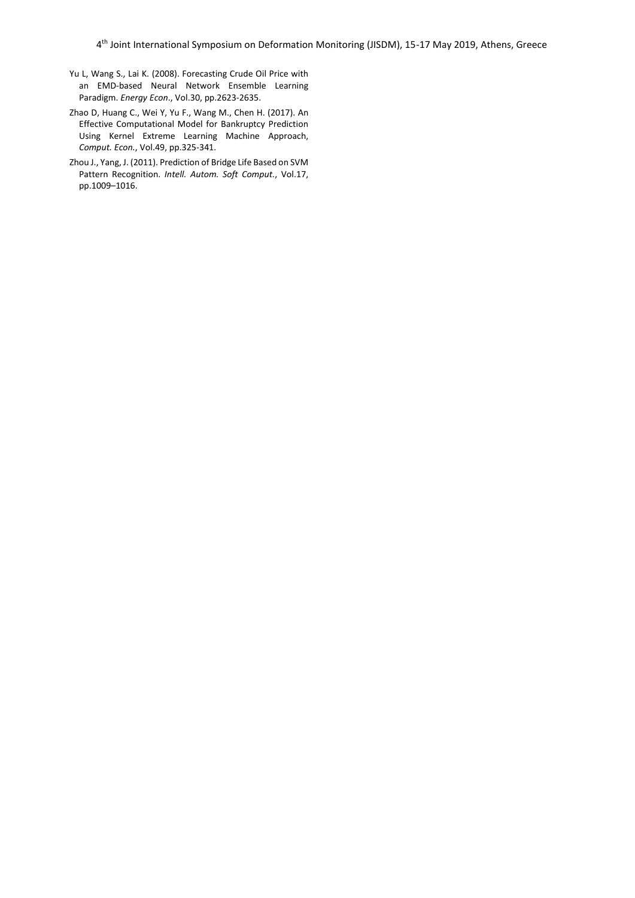Yu L, Wang S., Lai K. (2008). Forecasting Crude Oil Price with an EMD-based Neural Network Ensemble Learning Paradigm. *Energy Econ*., Vol.30, pp.2623-2635.

Zhao D, Huang C., Wei Y, Yu F., Wang M., Chen H. (2017). An Effective Computational Model for Bankruptcy Prediction Using Kernel Extreme Learning Machine Approach, *Comput. Econ.*, Vol.49, pp.325-341.

Zhou J., Yang, J. (2011). Prediction of Bridge Life Based on SVM Pattern Recognition. *Intell. Autom. Soft Comput.*, Vol.17, pp.1009–1016.